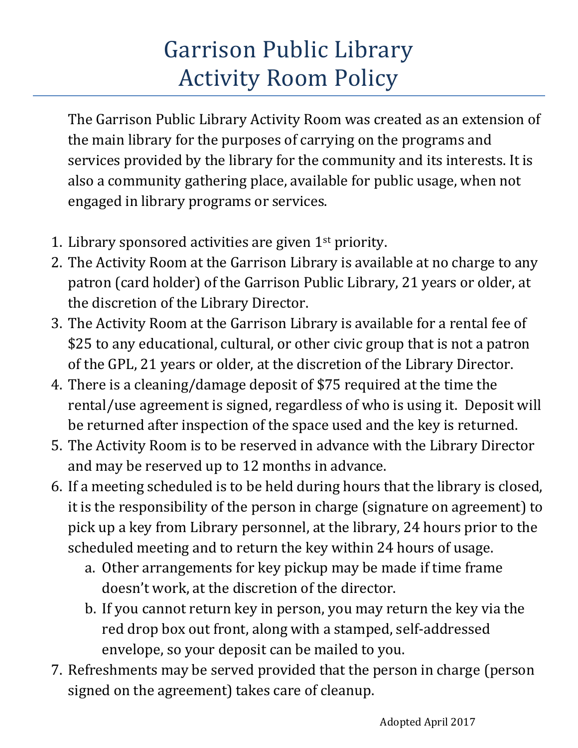# Garrison Public Library
# Activity Room Policy

The Garrison Public Library Activity Room was created as an extension of the main library for the purposes of carrying on the programs and services provided by the library for the community and its interests. It is also a community gathering place, available for public usage, when not engaged in library programs or services.

1. Library sponsored activities are given 1st priority.
2. The Activity Room at the Garrison Library is available at no charge to any patron (card holder) of the Garrison Public Library, 21 years or older, at the discretion of the Library Director.
3. The Activity Room at the Garrison Library is available for a rental fee of $25 to any educational, cultural, or other civic group that is not a patron of the GPL, 21 years or older, at the discretion of the Library Director.
4. There is a cleaning/damage deposit of $75 required at the time the rental/use agreement is signed, regardless of who is using it. Deposit will be returned after inspection of the space used and the key is returned.
5. The Activity Room is to be reserved in advance with the Library Director and may be reserved up to 12 months in advance.
6. If a meeting scheduled is to be held during hours that the library is closed, it is the responsibility of the person in charge (signature on agreement) to pick up a key from Library personnel, at the library, 24 hours prior to the scheduled meeting and to return the key within 24 hours of usage.
   a. Other arrangements for key pickup may be made if time frame doesn't work, at the discretion of the director.
   b. If you cannot return key in person, you may return the key via the red drop box out front, along with a stamped, self-addressed envelope, so your deposit can be mailed to you.
7. Refreshments may be served provided that the person in charge (person signed on the agreement) takes care of cleanup.

Adopted April 2017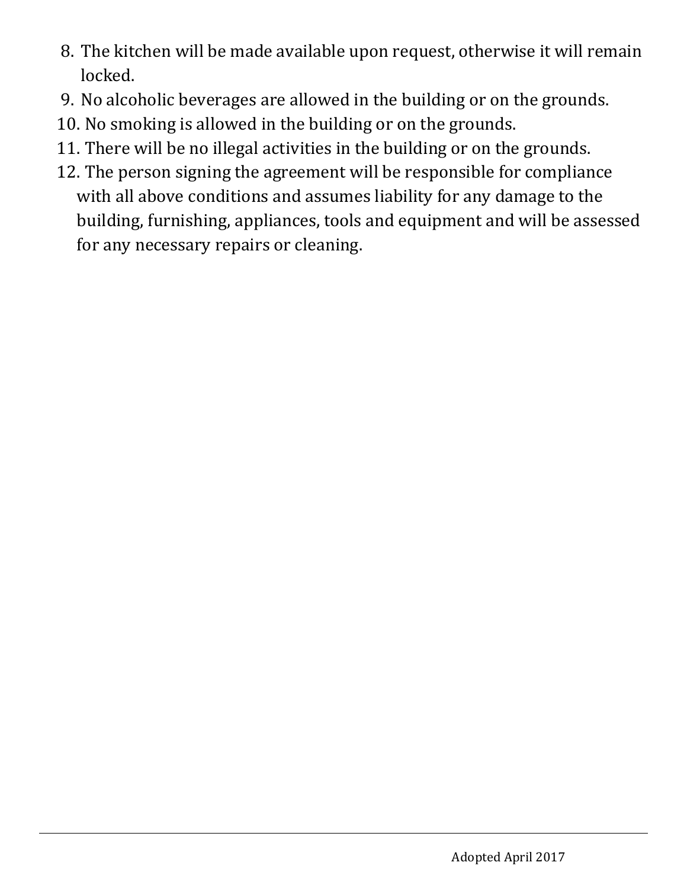8. The kitchen will be made available upon request, otherwise it will remain locked.
9. No alcoholic beverages are allowed in the building or on the grounds.
10. No smoking is allowed in the building or on the grounds.
11. There will be no illegal activities in the building or on the grounds.
12. The person signing the agreement will be responsible for compliance with all above conditions and assumes liability for any damage to the building, furnishing, appliances, tools and equipment and will be assessed for any necessary repairs or cleaning.

Adopted April 2017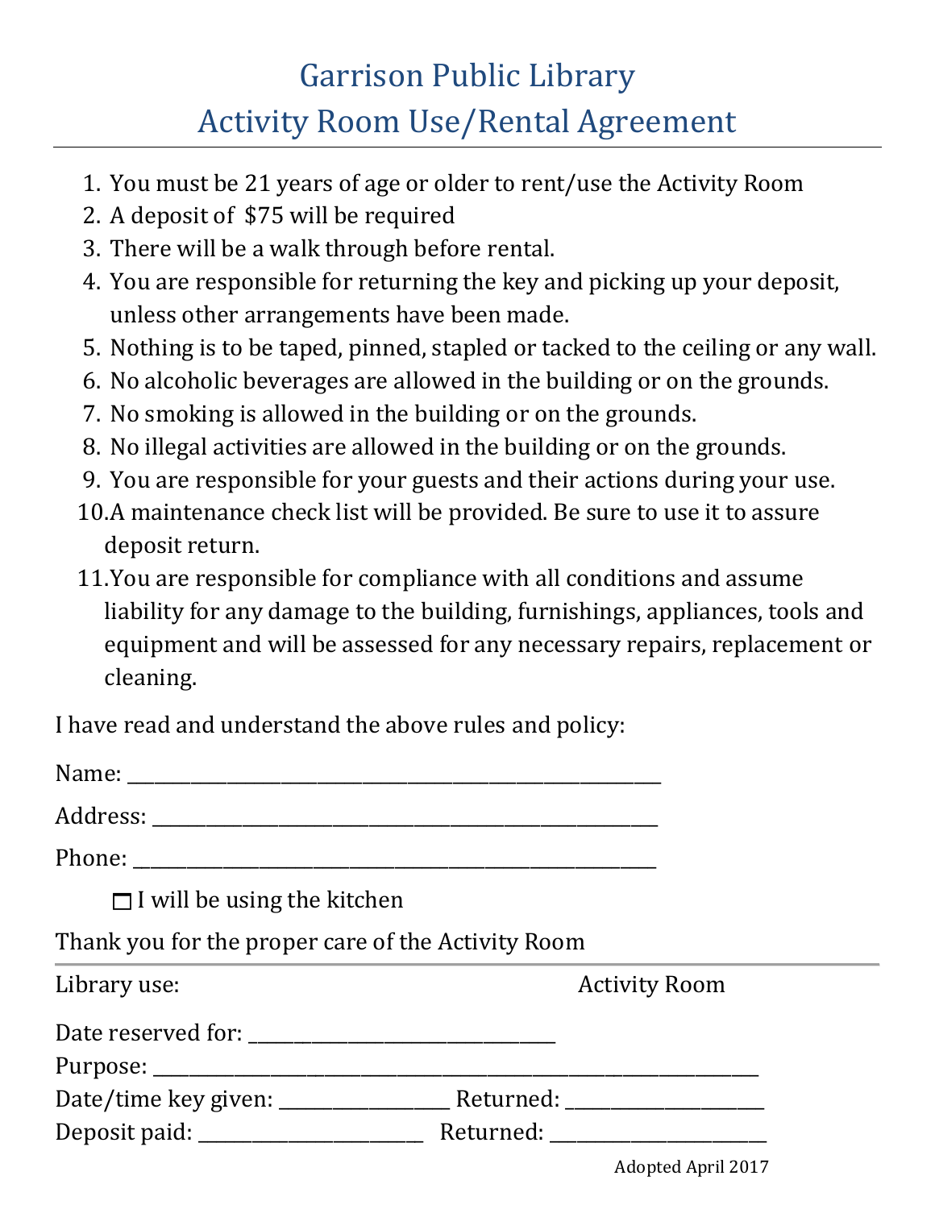# Garrison Public Library
# Activity Room Use/Rental Agreement

1. You must be 21 years of age or older to rent/use the Activity Room
2. A deposit of $75 will be required
3. There will be a walk through before rental.
4. You are responsible for returning the key and picking up your deposit, unless other arrangements have been made.
5. Nothing is to be taped, pinned, stapled or tacked to the ceiling or any wall.
6. No alcoholic beverages are allowed in the building or on the grounds.
7. No smoking is allowed in the building or on the grounds.
8. No illegal activities are allowed in the building or on the grounds.
9. You are responsible for your guests and their actions during your use.
10. A maintenance check list will be provided. Be sure to use it to assure deposit return.
11. You are responsible for compliance with all conditions and assume liability for any damage to the building, furnishings, appliances, tools and equipment and will be assessed for any necessary repairs, replacement or cleaning.

I have read and understand the above rules and policy:

Name: ________________________________________________

Address: ______________________________________________

Phone: ________________________________________________

☐ I will be using the kitchen

Thank you for the proper care of the Activity Room

---

Library use: Activity Room

Date reserved for: ___________________________

Purpose: ______________________________________________________

Date/time key given: _______________ Returned: _________________

Deposit paid: ____________________ Returned: __________________

Adopted April 2017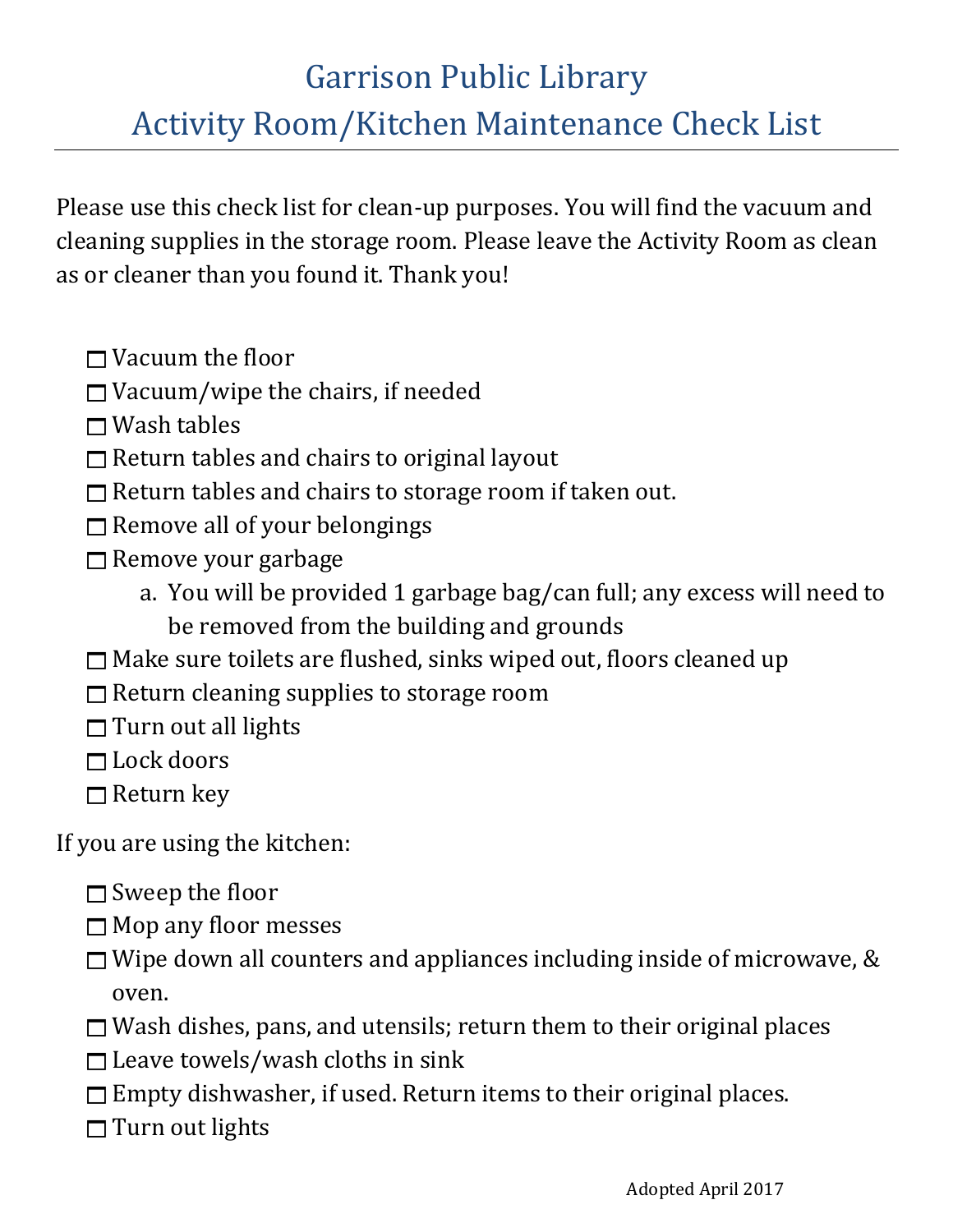# Garrison Public Library
# Activity Room/Kitchen Maintenance Check List

Please use this check list for clean-up purposes. You will find the vacuum and cleaning supplies in the storage room. Please leave the Activity Room as clean as or cleaner than you found it. Thank you!

- ☐ Vacuum the floor
- ☐ Vacuum/wipe the chairs, if needed
- ☐ Wash tables
- ☐ Return tables and chairs to original layout
- ☐ Return tables and chairs to storage room if taken out.
- ☐ Remove all of your belongings
- ☐ Remove your garbage
    a. You will be provided 1 garbage bag/can full; any excess will need to be removed from the building and grounds
- ☐ Make sure toilets are flushed, sinks wiped out, floors cleaned up
- ☐ Return cleaning supplies to storage room
- ☐ Turn out all lights
- ☐ Lock doors
- ☐ Return key

If you are using the kitchen:

- ☐ Sweep the floor
- ☐ Mop any floor messes
- ☐ Wipe down all counters and appliances including inside of microwave, & oven.
- ☐ Wash dishes, pans, and utensils; return them to their original places
- ☐ Leave towels/wash cloths in sink
- ☐ Empty dishwasher, if used. Return items to their original places.
- ☐ Turn out lights

Adopted April 2017